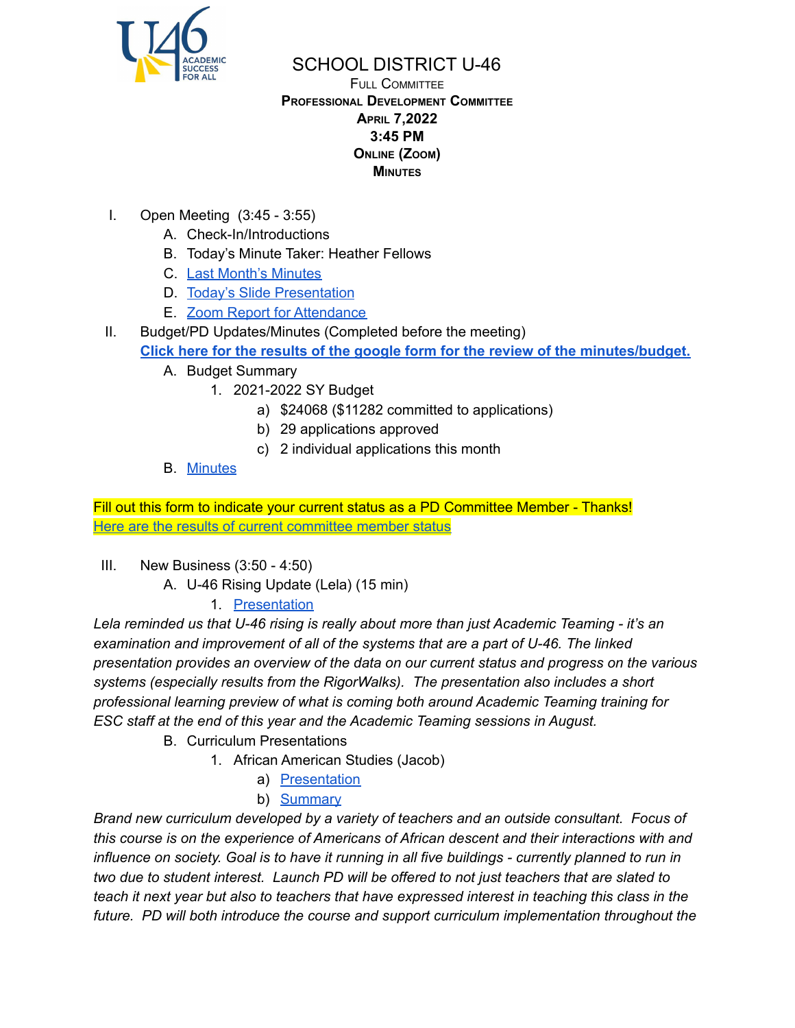# SCHOOL DISTRICT U-46

**FULL COMMITTEE**
**PROFESSIONAL DEVELOPMENT COMMITTEE**
**APRIL 7,2022**
**3:45 PM**
**ONLINE (ZOOM)**
**MINUTES**

I. Open Meeting (3:45 - 3:55)
   A. Check-In/Introductions
   B. Today's Minute Taker: Heather Fellows
   C. Last Month's Minutes
   D. Today's Slide Presentation
   E. Zoom Report for Attendance

II. Budget/PD Updates/Minutes (Completed before the meeting)
   **Click here for the results of the google form for the review of the minutes/budget.**
   A. Budget Summary
      1. 2021-2022 SY Budget
         a) $24068 ($11282 committed to applications)
         b) 29 applications approved
         c) 2 individual applications this month
   B. Minutes

Fill out this form to indicate your current status as a PD Committee Member - Thanks!
Here are the results of current committee member status

III. New Business (3:50 - 4:50)
   A. U-46 Rising Update (Lela) (15 min)
      1. Presentation

*Lela reminded us that U-46 rising is really about more than just Academic Teaming - it's an examination and improvement of all of the systems that are a part of U-46. The linked presentation provides an overview of the data on our current status and progress on the various systems (especially results from the RigorWalks). The presentation also includes a short professional learning preview of what is coming both around Academic Teaming training for ESC staff at the end of this year and the Academic Teaming sessions in August.*

   B. Curriculum Presentations
      1. African American Studies (Jacob)
         a) Presentation
         b) Summary

*Brand new curriculum developed by a variety of teachers and an outside consultant. Focus of this course is on the experience of Americans of African descent and their interactions with and influence on society. Goal is to have it running in all five buildings - currently planned to run in two due to student interest. Launch PD will be offered to not just teachers that are slated to teach it next year but also to teachers that have expressed interest in teaching this class in the future. PD will both introduce the course and support curriculum implementation throughout the*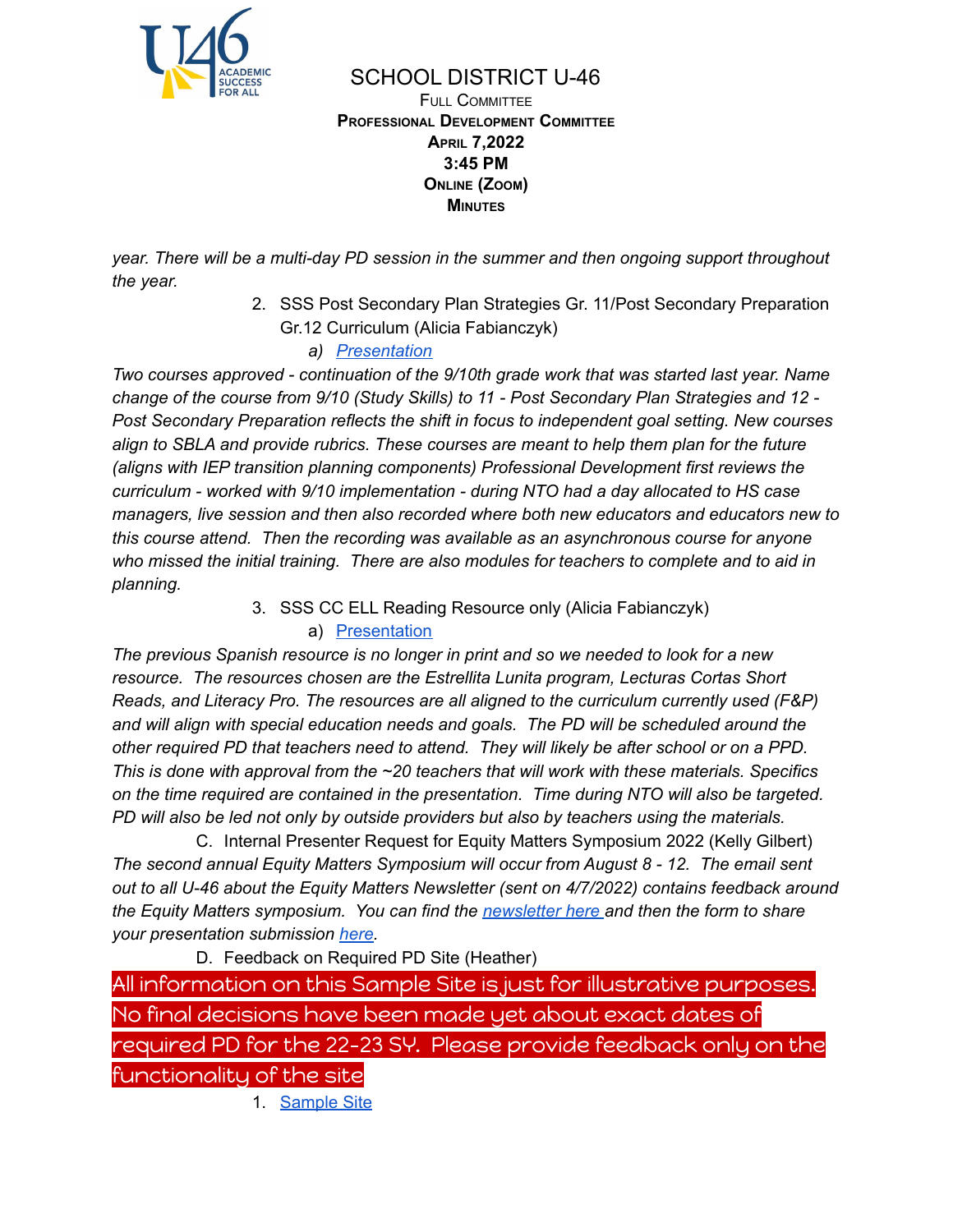# SCHOOL DISTRICT U-46

**Full Committee**
**Professional Development Committee**
**April 7,2022**
**3:45 PM**
**Online (Zoom)**
**Minutes**

*year. There will be a multi-day PD session in the summer and then ongoing support throughout the year.*

2. SSS Post Secondary Plan Strategies Gr. 11/Post Secondary Preparation Gr.12 Curriculum (Alicia Fabianczyk)
   a) Presentation

*Two courses approved - continuation of the 9/10th grade work that was started last year. Name change of the course from 9/10 (Study Skills) to 11 - Post Secondary Plan Strategies and 12 - Post Secondary Preparation reflects the shift in focus to independent goal setting. New courses align to SBLA and provide rubrics. These courses are meant to help them plan for the future (aligns with IEP transition planning components) Professional Development first reviews the curriculum - worked with 9/10 implementation - during NTO had a day allocated to HS case managers, live session and then also recorded where both new educators and educators new to this course attend. Then the recording was available as an asynchronous course for anyone who missed the initial training. There are also modules for teachers to complete and to aid in planning.*

3. SSS CC ELL Reading Resource only (Alicia Fabianczyk)
   a) Presentation

*The previous Spanish resource is no longer in print and so we needed to look for a new resource. The resources chosen are the Estrellita Lunita program, Lecturas Cortas Short Reads, and Literacy Pro. The resources are all aligned to the curriculum currently used (F&P) and will align with special education needs and goals. The PD will be scheduled around the other required PD that teachers need to attend. They will likely be after school or on a PPD. This is done with approval from the ~20 teachers that will work with these materials. Specifics on the time required are contained in the presentation. Time during NTO will also be targeted. PD will also be led not only by outside providers but also by teachers using the materials.*

C. Internal Presenter Request for Equity Matters Symposium 2022 (Kelly Gilbert)

*The second annual Equity Matters Symposium will occur from August 8 - 12. The email sent out to all U-46 about the Equity Matters Newsletter (sent on 4/7/2022) contains feedback around the Equity Matters symposium. You can find the newsletter here and then the form to share your presentation submission here.*

D. Feedback on Required PD Site (Heather)

All information on this Sample Site is just for illustrative purposes. No final decisions have been made yet about exact dates of required PD for the 22-23 SY. Please provide feedback only on the functionality of the site

1. Sample Site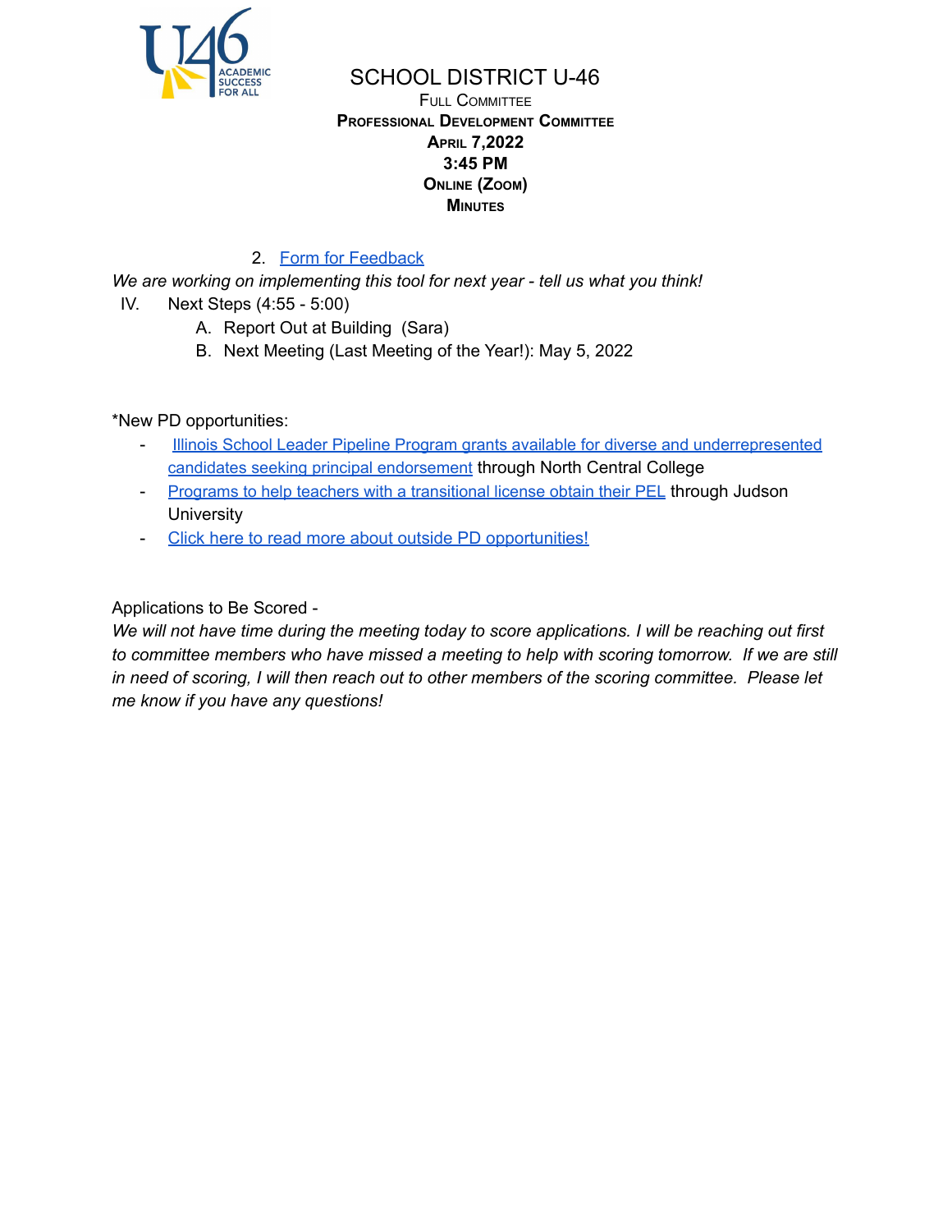# SCHOOL DISTRICT U-46

**FULL COMMITTEE**
**PROFESSIONAL DEVELOPMENT COMMITTEE**
**APRIL 7,2022**
**3:45 PM**
**ONLINE (ZOOM)**
**MINUTES**

2. Form for Feedback

*We are working on implementing this tool for next year - tell us what you think!*

IV. Next Steps (4:55 - 5:00)
   A. Report Out at Building (Sara)
   B. Next Meeting (Last Meeting of the Year!): May 5, 2022

*New PD opportunities:

- Illinois School Leader Pipeline Program grants available for diverse and underrepresented candidates seeking principal endorsement through North Central College
- Programs to help teachers with a transitional license obtain their PEL through Judson University
- Click here to read more about outside PD opportunities!

Applications to Be Scored -

*We will not have time during the meeting today to score applications. I will be reaching out first to committee members who have missed a meeting to help with scoring tomorrow. If we are still in need of scoring, I will then reach out to other members of the scoring committee. Please let me know if you have any questions!*